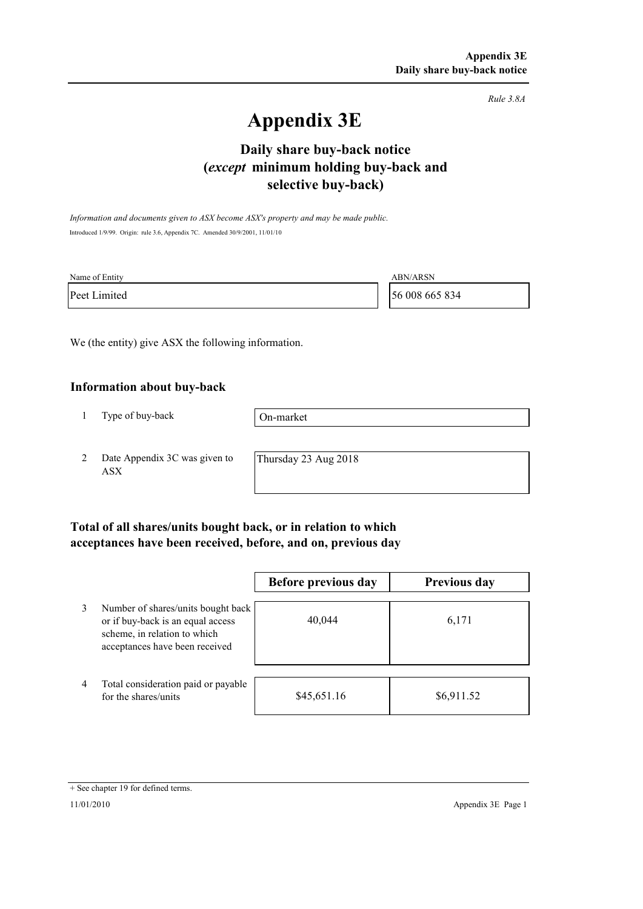*Rule 3.8A*

# Appendix 3E

## Daily share buy-back notice (*except* minimum holding buy-back and selective buy-back)

*Information and documents given to ASX become ASX's property and may be made public.*

Introduced 1/9/99. Origin: rule 3.6, Appendix 7C. Amended 30/9/2001, 11/01/10

| Name of Entity | ABN/ARSN |
|---|---|
| Peet Limited | 56 008 665 834 |

We (the entity) give ASX the following information.

### Information about buy-back

| | | |
|---|---|---|
| 1 | Type of buy-back | On-market |
| 2 | Date Appendix 3C was given to ASX | Thursday 23 Aug 2018 |

### Total of all shares/units bought back, or in relation to which acceptances have been received, before, and on, previous day

| | | Before previous day | Previous day |
|---|---|---|---|
| 3 | Number of shares/units bought back or if buy-back is an equal access scheme, in relation to which acceptances have been received | 40,044 | 6,171 |
| 4 | Total consideration paid or payable for the shares/units | $45,651.16 | $6,911.52 |

+ See chapter 19 for defined terms.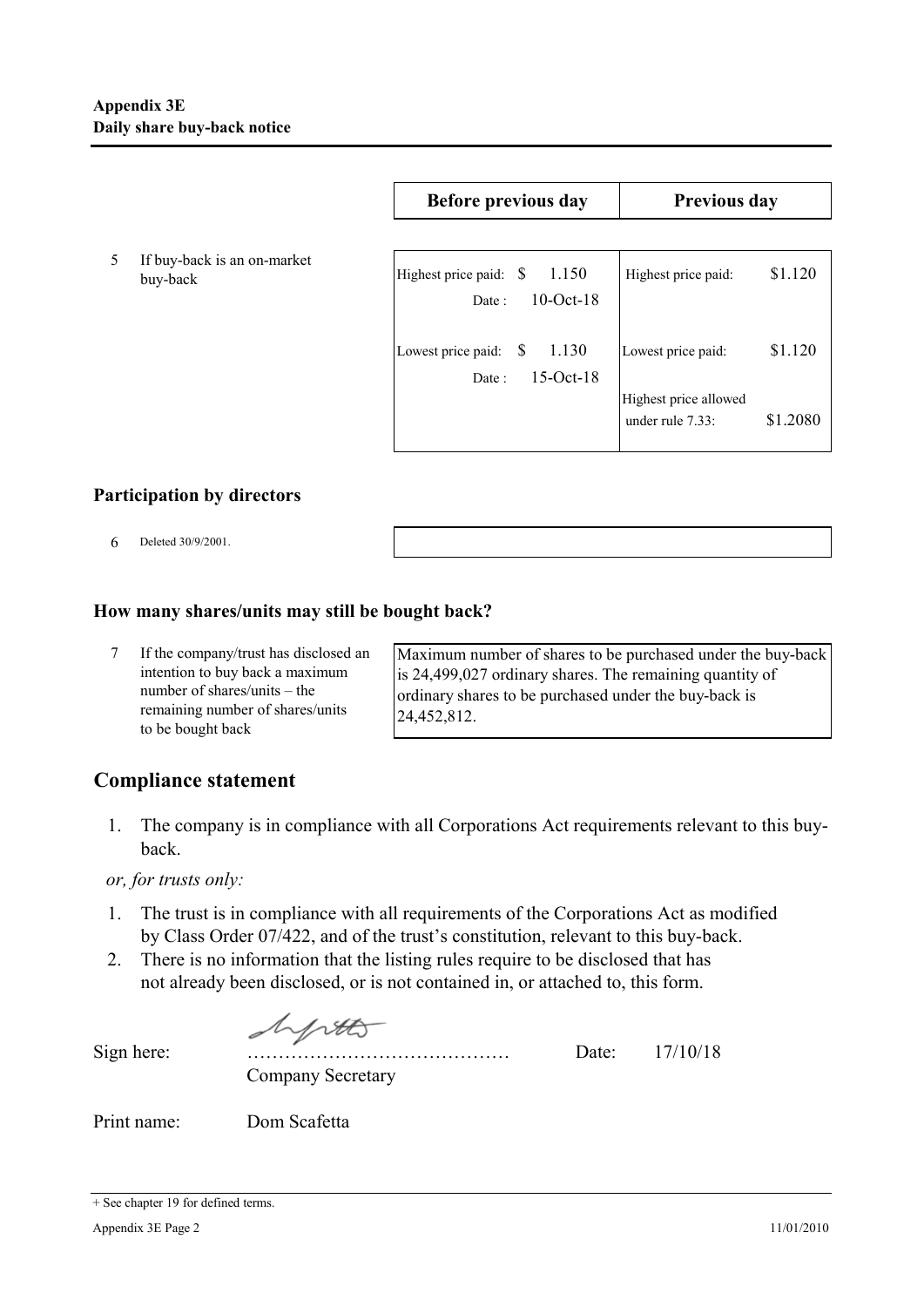**Appendix 3E**
**Daily share buy-back notice**

| | Before previous day | Previous day |
|---|---|---|
| 5 If buy-back is an on-market buy-back | Highest price paid: $ 1.150<br>Date : 10-Oct-18<br><br>Lowest price paid: $ 1.130<br>Date : 15-Oct-18 | Highest price paid: $1.120<br><br>Lowest price paid: $1.120<br><br>Highest price allowed under rule 7.33: $1.2080 |

## Participation by directors

| | |
|---|---|
| 6 Deleted 30/9/2001. | |

## How many shares/units may still be bought back?

| | |
|---|---|
| 7 If the company/trust has disclosed an intention to buy back a maximum number of shares/units – the remaining number of shares/units to be bought back | Maximum number of shares to be purchased under the buy-back is 24,499,027 ordinary shares. The remaining quantity of ordinary shares to be purchased under the buy-back is 24,452,812. |

## Compliance statement

1. The company is in compliance with all Corporations Act requirements relevant to this buy-back.

*or, for trusts only:*

1. The trust is in compliance with all requirements of the Corporations Act as modified by Class Order 07/422, and of the trust's constitution, relevant to this buy-back.
2. There is no information that the listing rules require to be disclosed that has not already been disclosed, or is not contained in, or attached to, this form.

Sign here: …………………………………… Date: 17/10/18
Company Secretary

Print name: Dom Scafetta

+ See chapter 19 for defined terms.